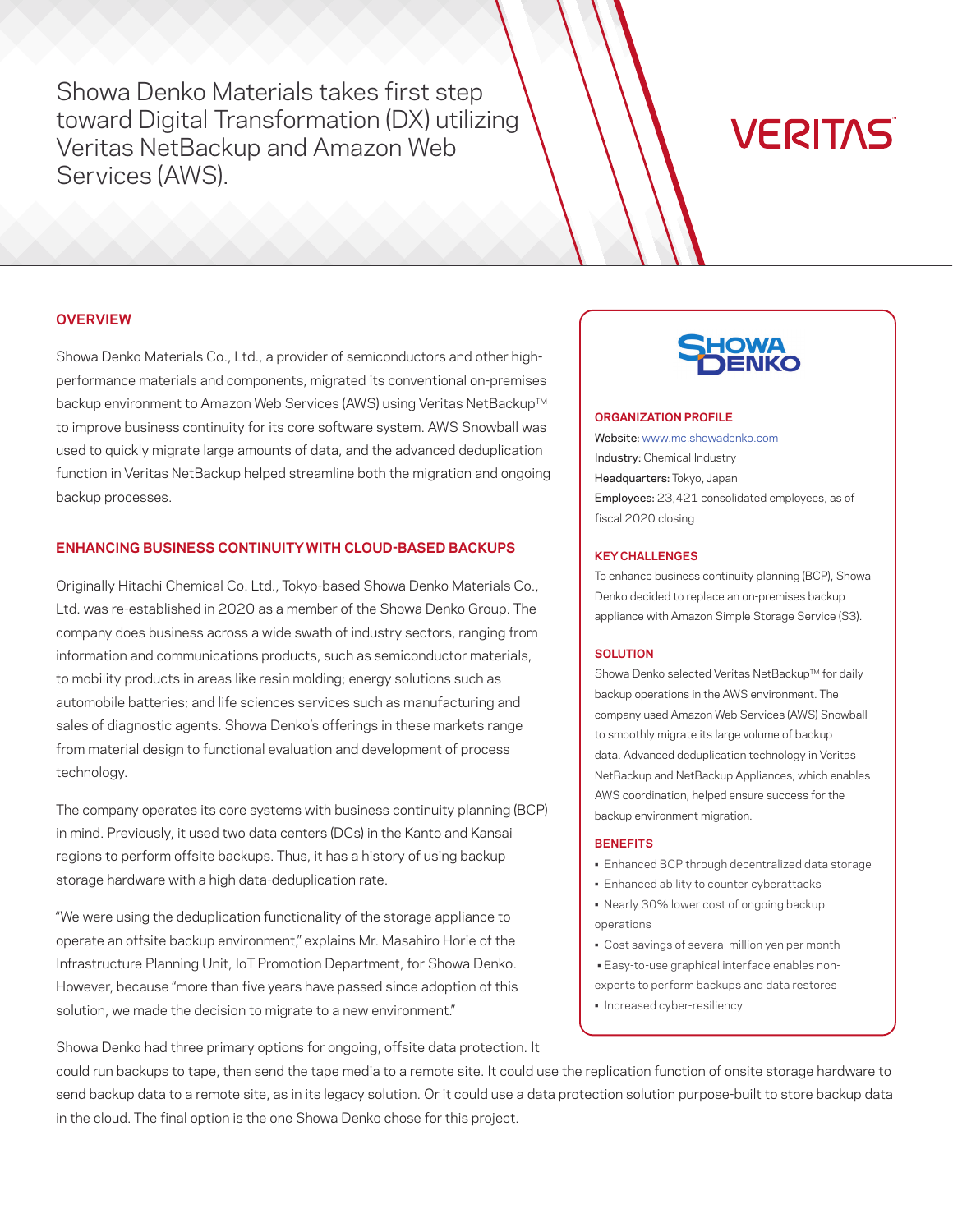# Showa Denko Materials takes first step toward Digital Transformation (DX) utilizing Veritas NetBackup and Amazon Web Services (AWS).

VERITAS

## OVERVIEW

Showa Denko Materials Co., Ltd., a provider of semiconductors and other high-performance materials and components, migrated its conventional on-premises backup environment to Amazon Web Services (AWS) using Veritas NetBackup™ to improve business continuity for its core software system. AWS Snowball was used to quickly migrate large amounts of data, and the advanced deduplication function in Veritas NetBackup helped streamline both the migration and ongoing backup processes.

## ENHANCING BUSINESS CONTINUITY WITH CLOUD-BASED BACKUPS

Originally Hitachi Chemical Co. Ltd., Tokyo-based Showa Denko Materials Co., Ltd. was re-established in 2020 as a member of the Showa Denko Group. The company does business across a wide swath of industry sectors, ranging from information and communications products, such as semiconductor materials, to mobility products in areas like resin molding; energy solutions such as automobile batteries; and life sciences services such as manufacturing and sales of diagnostic agents. Showa Denko's offerings in these markets range from material design to functional evaluation and development of process technology.

The company operates its core systems with business continuity planning (BCP) in mind. Previously, it used two data centers (DCs) in the Kanto and Kansai regions to perform offsite backups. Thus, it has a history of using backup storage hardware with a high data-deduplication rate.

"We were using the deduplication functionality of the storage appliance to operate an offsite backup environment," explains Mr. Masahiro Horie of the Infrastructure Planning Unit, IoT Promotion Department, for Showa Denko. However, because "more than five years have passed since adoption of this solution, we made the decision to migrate to a new environment."

Showa Denko had three primary options for ongoing, offsite data protection. It could run backups to tape, then send the tape media to a remote site. It could use the replication function of onsite storage hardware to send backup data to a remote site, as in its legacy solution. Or it could use a data protection solution purpose-built to store backup data in the cloud. The final option is the one Showa Denko chose for this project.

SHOWA DENKO

### ORGANIZATION PROFILE

**Website:** www.mc.showadenko.com
**Industry:** Chemical Industry
**Headquarters:** Tokyo, Japan
**Employees:** 23,421 consolidated employees, as of fiscal 2020 closing

### KEY CHALLENGES

To enhance business continuity planning (BCP), Showa Denko decided to replace an on-premises backup appliance with Amazon Simple Storage Service (S3).

### SOLUTION

Showa Denko selected Veritas NetBackup™ for daily backup operations in the AWS environment. The company used Amazon Web Services (AWS) Snowball to smoothly migrate its large volume of backup data. Advanced deduplication technology in Veritas NetBackup and NetBackup Appliances, which enables AWS coordination, helped ensure success for the backup environment migration.

### BENEFITS

- Enhanced BCP through decentralized data storage
- Enhanced ability to counter cyberattacks
- Nearly 30% lower cost of ongoing backup operations
- Cost savings of several million yen per month
- Easy-to-use graphical interface enables non-experts to perform backups and data restores
- Increased cyber-resiliency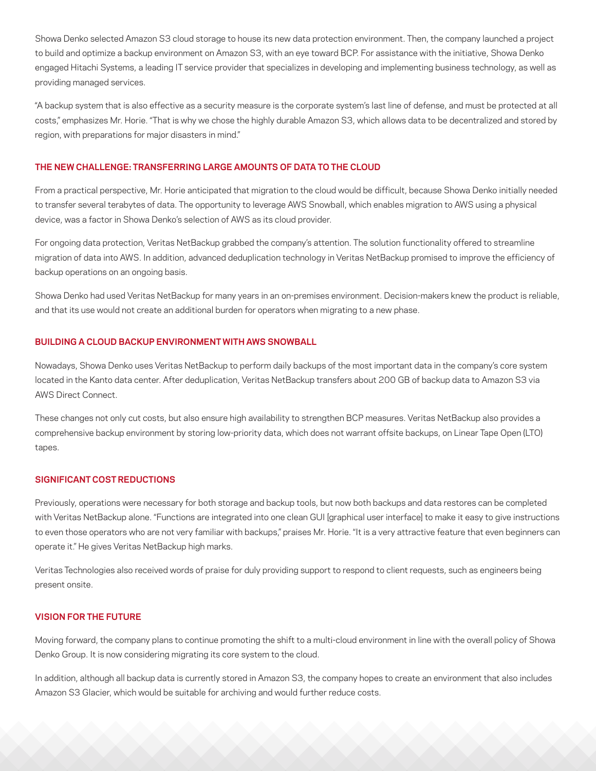Showa Denko selected Amazon S3 cloud storage to house its new data protection environment. Then, the company launched a project to build and optimize a backup environment on Amazon S3, with an eye toward BCP. For assistance with the initiative, Showa Denko engaged Hitachi Systems, a leading IT service provider that specializes in developing and implementing business technology, as well as providing managed services.

"A backup system that is also effective as a security measure is the corporate system's last line of defense, and must be protected at all costs," emphasizes Mr. Horie. "That is why we chose the highly durable Amazon S3, which allows data to be decentralized and stored by region, with preparations for major disasters in mind."

## THE NEW CHALLENGE: TRANSFERRING LARGE AMOUNTS OF DATA TO THE CLOUD

From a practical perspective, Mr. Horie anticipated that migration to the cloud would be difficult, because Showa Denko initially needed to transfer several terabytes of data. The opportunity to leverage AWS Snowball, which enables migration to AWS using a physical device, was a factor in Showa Denko's selection of AWS as its cloud provider.

For ongoing data protection, Veritas NetBackup grabbed the company's attention. The solution functionality offered to streamline migration of data into AWS. In addition, advanced deduplication technology in Veritas NetBackup promised to improve the efficiency of backup operations on an ongoing basis.

Showa Denko had used Veritas NetBackup for many years in an on-premises environment. Decision-makers knew the product is reliable, and that its use would not create an additional burden for operators when migrating to a new phase.

## BUILDING A CLOUD BACKUP ENVIRONMENT WITH AWS SNOWBALL

Nowadays, Showa Denko uses Veritas NetBackup to perform daily backups of the most important data in the company's core system located in the Kanto data center. After deduplication, Veritas NetBackup transfers about 200 GB of backup data to Amazon S3 via AWS Direct Connect.

These changes not only cut costs, but also ensure high availability to strengthen BCP measures. Veritas NetBackup also provides a comprehensive backup environment by storing low-priority data, which does not warrant offsite backups, on Linear Tape Open (LTO) tapes.

## SIGNIFICANT COST REDUCTIONS

Previously, operations were necessary for both storage and backup tools, but now both backups and data restores can be completed with Veritas NetBackup alone. "Functions are integrated into one clean GUI [graphical user interface] to make it easy to give instructions to even those operators who are not very familiar with backups," praises Mr. Horie. "It is a very attractive feature that even beginners can operate it." He gives Veritas NetBackup high marks.

Veritas Technologies also received words of praise for duly providing support to respond to client requests, such as engineers being present onsite.

## VISION FOR THE FUTURE

Moving forward, the company plans to continue promoting the shift to a multi-cloud environment in line with the overall policy of Showa Denko Group. It is now considering migrating its core system to the cloud.

In addition, although all backup data is currently stored in Amazon S3, the company hopes to create an environment that also includes Amazon S3 Glacier, which would be suitable for archiving and would further reduce costs.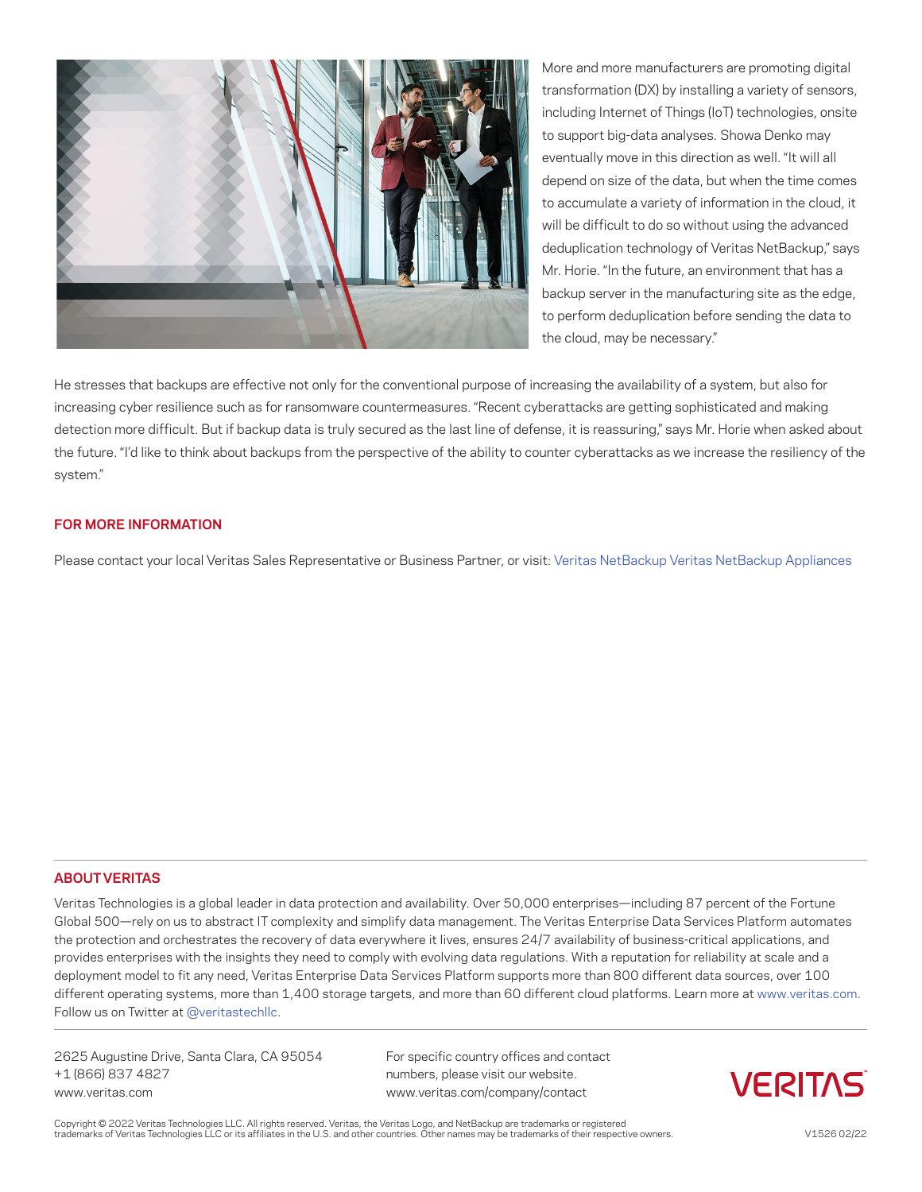More and more manufacturers are promoting digital transformation (DX) by installing a variety of sensors, including Internet of Things (IoT) technologies, onsite to support big-data analyses. Showa Denko may eventually move in this direction as well. "It will all depend on size of the data, but when the time comes to accumulate a variety of information in the cloud, it will be difficult to do so without using the advanced deduplication technology of Veritas NetBackup," says Mr. Horie. "In the future, an environment that has a backup server in the manufacturing site as the edge, to perform deduplication before sending the data to the cloud, may be necessary."

He stresses that backups are effective not only for the conventional purpose of increasing the availability of a system, but also for increasing cyber resilience such as for ransomware countermeasures. "Recent cyberattacks are getting sophisticated and making detection more difficult. But if backup data is truly secured as the last line of defense, it is reassuring," says Mr. Horie when asked about the future. "I'd like to think about backups from the perspective of the ability to counter cyberattacks as we increase the resiliency of the system."

## FOR MORE INFORMATION

Please contact your local Veritas Sales Representative or Business Partner, or visit: Veritas NetBackup Veritas NetBackup Appliances

## ABOUT VERITAS

Veritas Technologies is a global leader in data protection and availability. Over 50,000 enterprises—including 87 percent of the Fortune Global 500—rely on us to abstract IT complexity and simplify data management. The Veritas Enterprise Data Services Platform automates the protection and orchestrates the recovery of data everywhere it lives, ensures 24/7 availability of business-critical applications, and provides enterprises with the insights they need to comply with evolving data regulations. With a reputation for reliability at scale and a deployment model to fit any need, Veritas Enterprise Data Services Platform supports more than 800 different data sources, over 100 different operating systems, more than 1,400 storage targets, and more than 60 different cloud platforms. Learn more at www.veritas.com. Follow us on Twitter at @veritastechllc.

2625 Augustine Drive, Santa Clara, CA 95054
+1 (866) 837 4827
www.veritas.com

For specific country offices and contact numbers, please visit our website.
www.veritas.com/company/contact

VERITAS

Copyright © 2022 Veritas Technologies LLC. All rights reserved. Veritas, the Veritas Logo, and NetBackup are trademarks or registered trademarks of Veritas Technologies LLC or its affiliates in the U.S. and other countries. Other names may be trademarks of their respective owners.

V1526 02/22